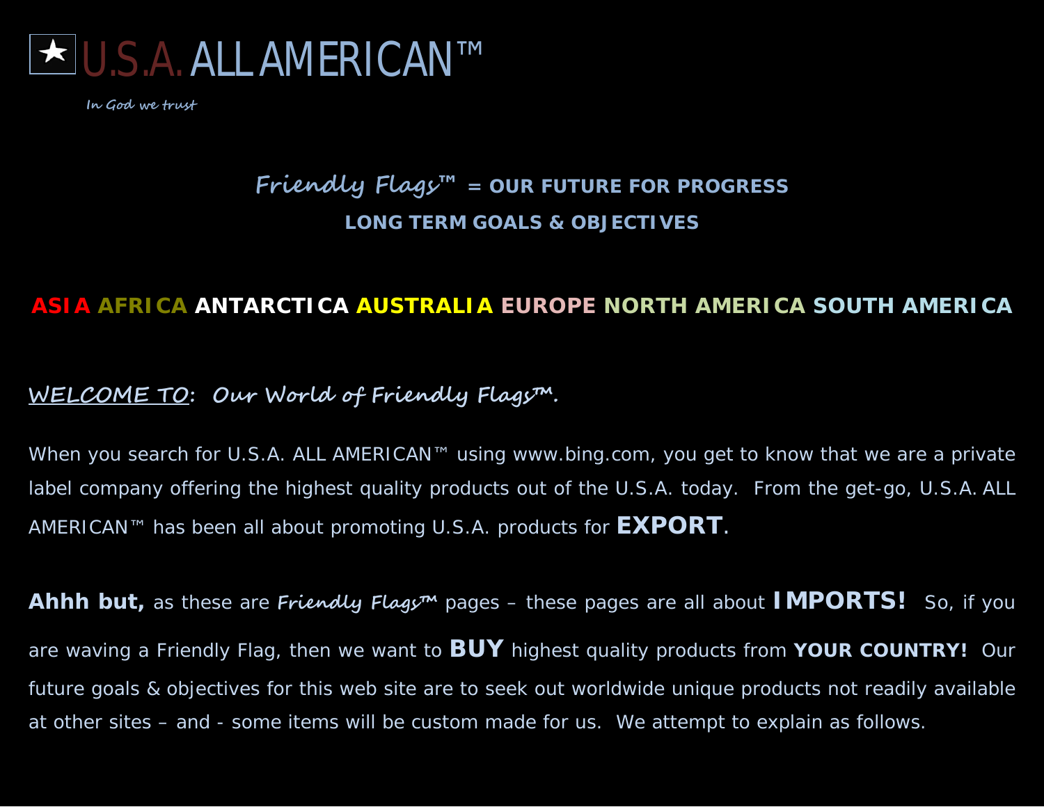# ★ U.S.A. ALL AMERICAN™

*In God we trust*

## *Friendly Flags™* = OUR FUTURE FOR PROGRESS

### LONG TERM GOALS & OBJECTIVES

**ASIA AFRICA ANTARCTICA AUSTRALIA EUROPE NORTH AMERICA SOUTH AMERICA**

***WELCOME TO*: *Our World of Friendly Flags™.***

When you search for U.S.A. ALL AMERICAN™ using www.bing.com, you get to know that we are a private label company offering the highest quality products out of the U.S.A. today. From the get-go, U.S.A. ALL AMERICAN™ has been all about promoting U.S.A. products for **EXPORT**.

**Ahhh but,** as these are ***Friendly Flags™*** pages – these pages are all about **IMPORTS!** So, if you are waving a Friendly Flag, then we want to **BUY** highest quality products from **YOUR COUNTRY!** Our future goals & objectives for this web site are to seek out worldwide unique products not readily available at other sites – and - some items will be custom made for us. We attempt to explain as follows.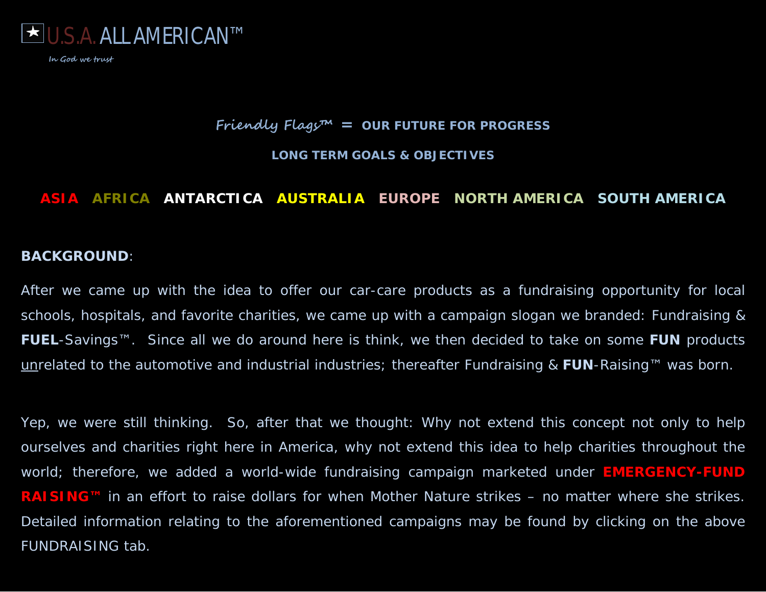★ U.S.A. ALL AMERICAN™

*In God we trust*

## *Friendly Flags™* = OUR FUTURE FOR PROGRESS

### LONG TERM GOALS & OBJECTIVES

**ASIA AFRICA ANTARCTICA AUSTRALIA EUROPE NORTH AMERICA SOUTH AMERICA**

**BACKGROUND**:

After we came up with the idea to offer our car-care products as a fundraising opportunity for local schools, hospitals, and favorite charities, we came up with a campaign slogan we branded: Fundraising & **FUEL**-Savings™. Since all we do around here is think, we then decided to take on some **FUN** products unrelated to the automotive and industrial industries; thereafter Fundraising & **FUN**-Raising™ was born.

Yep, we were still thinking. So, after that we thought: Why not extend this concept not only to help ourselves and charities right here in America, why not extend this idea to help charities throughout the world; therefore, we added a world-wide fundraising campaign marketed under **EMERGENCY-FUND RAISING™** in an effort to raise dollars for when Mother Nature strikes – no matter where she strikes. Detailed information relating to the aforementioned campaigns may be found by clicking on the above FUNDRAISING tab.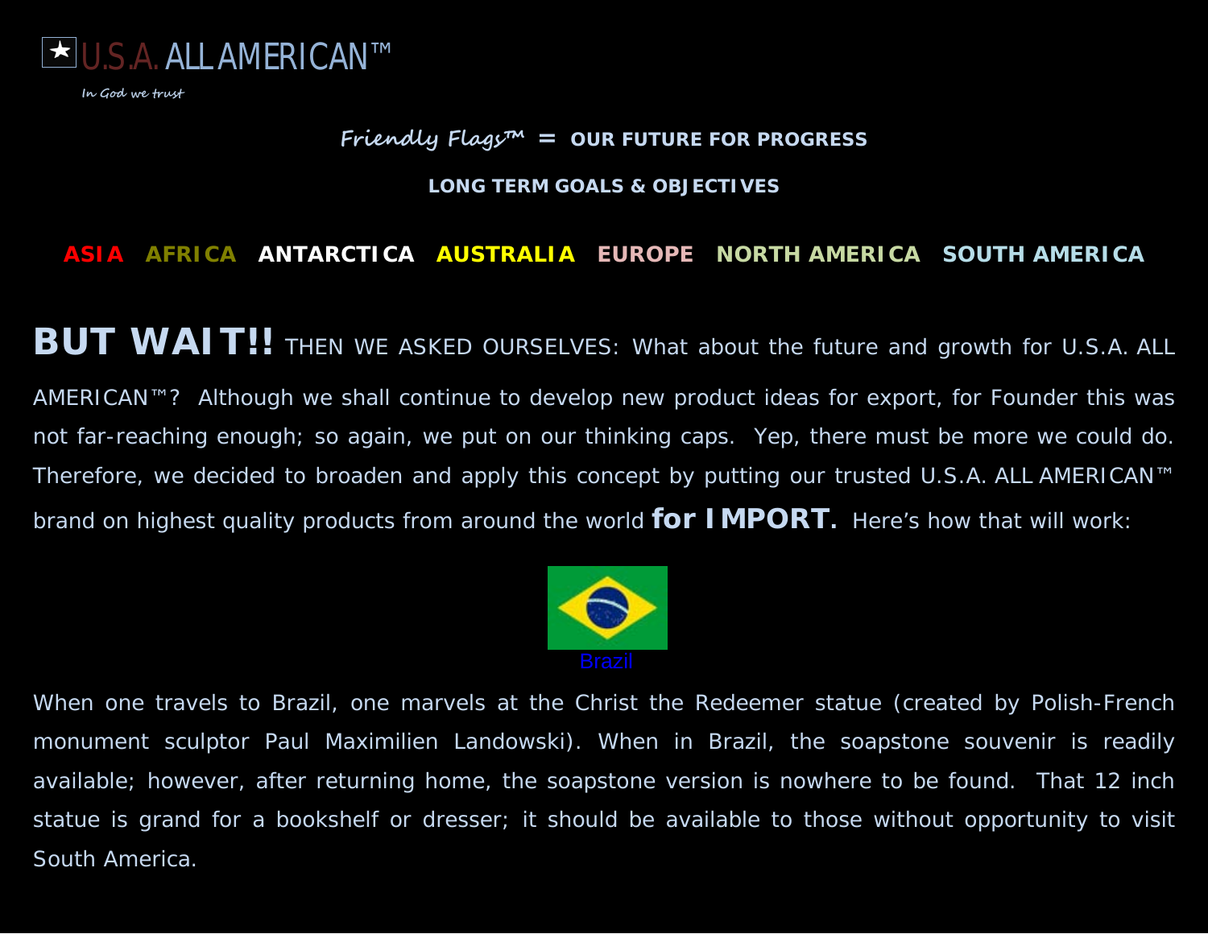★ U.S.A. ALL AMERICAN™

*In God we trust*

**Friendly Flags™ = OUR FUTURE FOR PROGRESS**

**LONG TERM GOALS & OBJECTIVES**

**ASIA AFRICA ANTARCTICA AUSTRALIA EUROPE NORTH AMERICA SOUTH AMERICA**

**BUT WAIT!!** THEN WE ASKED OURSELVES: What about the future and growth for U.S.A. ALL AMERICAN™? Although we shall continue to develop new product ideas for export, for Founder this was not far-reaching enough; so again, we put on our thinking caps. Yep, there must be more we could do. Therefore, we decided to broaden and apply this concept by putting our trusted U.S.A. ALL AMERICAN™ brand on highest quality products from around the world **for IMPORT.** Here's how that will work:

Brazil

When one travels to Brazil, one marvels at the Christ the Redeemer statue (created by Polish-French monument sculptor Paul Maximilien Landowski). When in Brazil, the soapstone souvenir is readily available; however, after returning home, the soapstone version is nowhere to be found. That 12 inch statue is grand for a bookshelf or dresser; it should be available to those without opportunity to visit South America.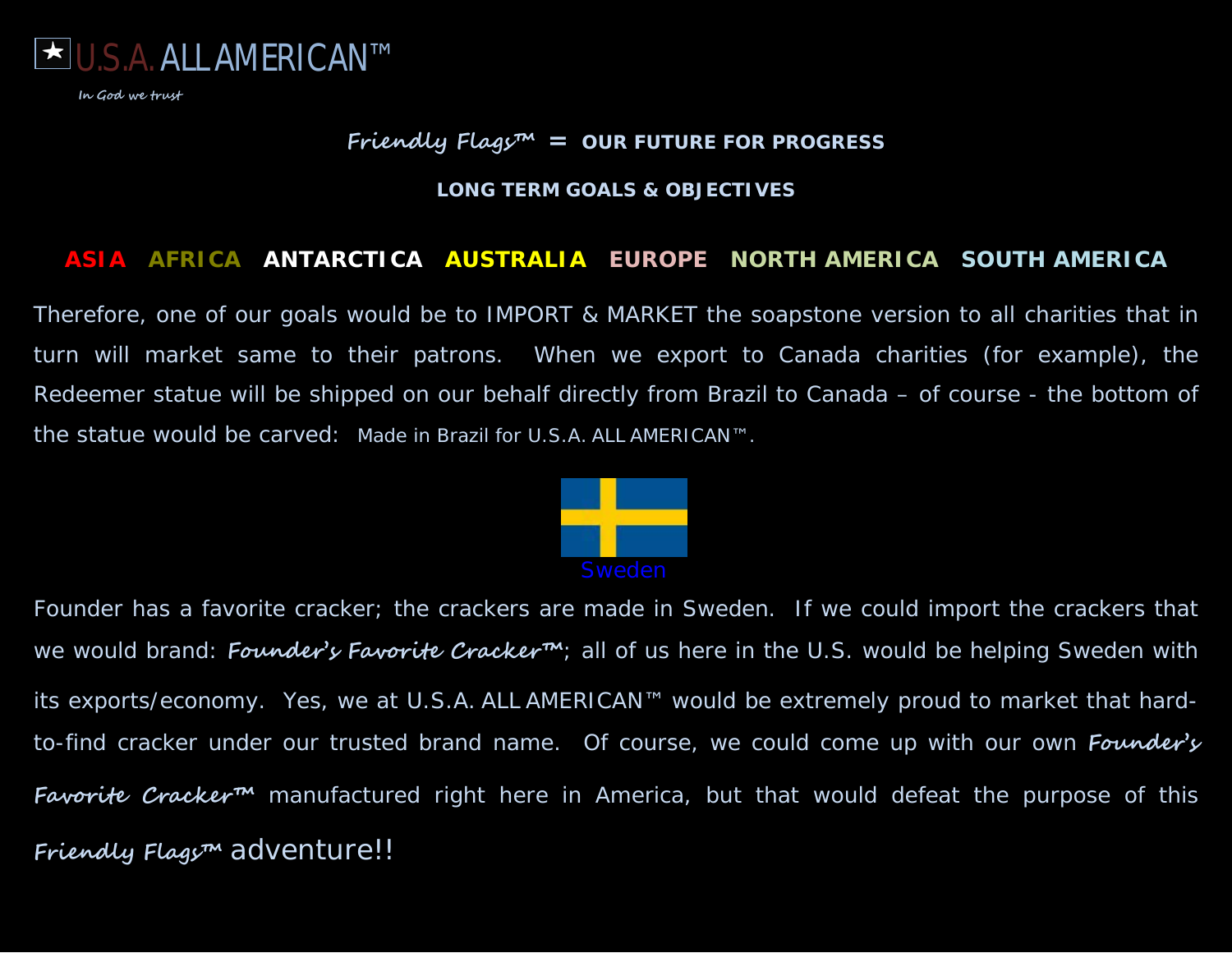★ U.S.A. ALL AMERICAN™

*In God we trust*

## *Friendly Flags™* = OUR FUTURE FOR PROGRESS

### LONG TERM GOALS & OBJECTIVES

**ASIA AFRICA ANTARCTICA AUSTRALIA EUROPE NORTH AMERICA SOUTH AMERICA**

Therefore, one of our goals would be to IMPORT & MARKET the soapstone version to all charities that in turn will market same to their patrons. When we export to Canada charities (for example), the Redeemer statue will be shipped on our behalf directly from Brazil to Canada – of course - the bottom of the statue would be carved: Made in Brazil for U.S.A. ALL AMERICAN™.

Sweden

Founder has a favorite cracker; the crackers are made in Sweden. If we could import the crackers that we would brand: ***Founder's Favorite Cracker™***; all of us here in the U.S. would be helping Sweden with its exports/economy. Yes, we at U.S.A. ALL AMERICAN™ would be extremely proud to market that hard-to-find cracker under our trusted brand name. Of course, we could come up with our own ***Founder's Favorite Cracker™*** manufactured right here in America, but that would defeat the purpose of this ***Friendly Flags™*** adventure!!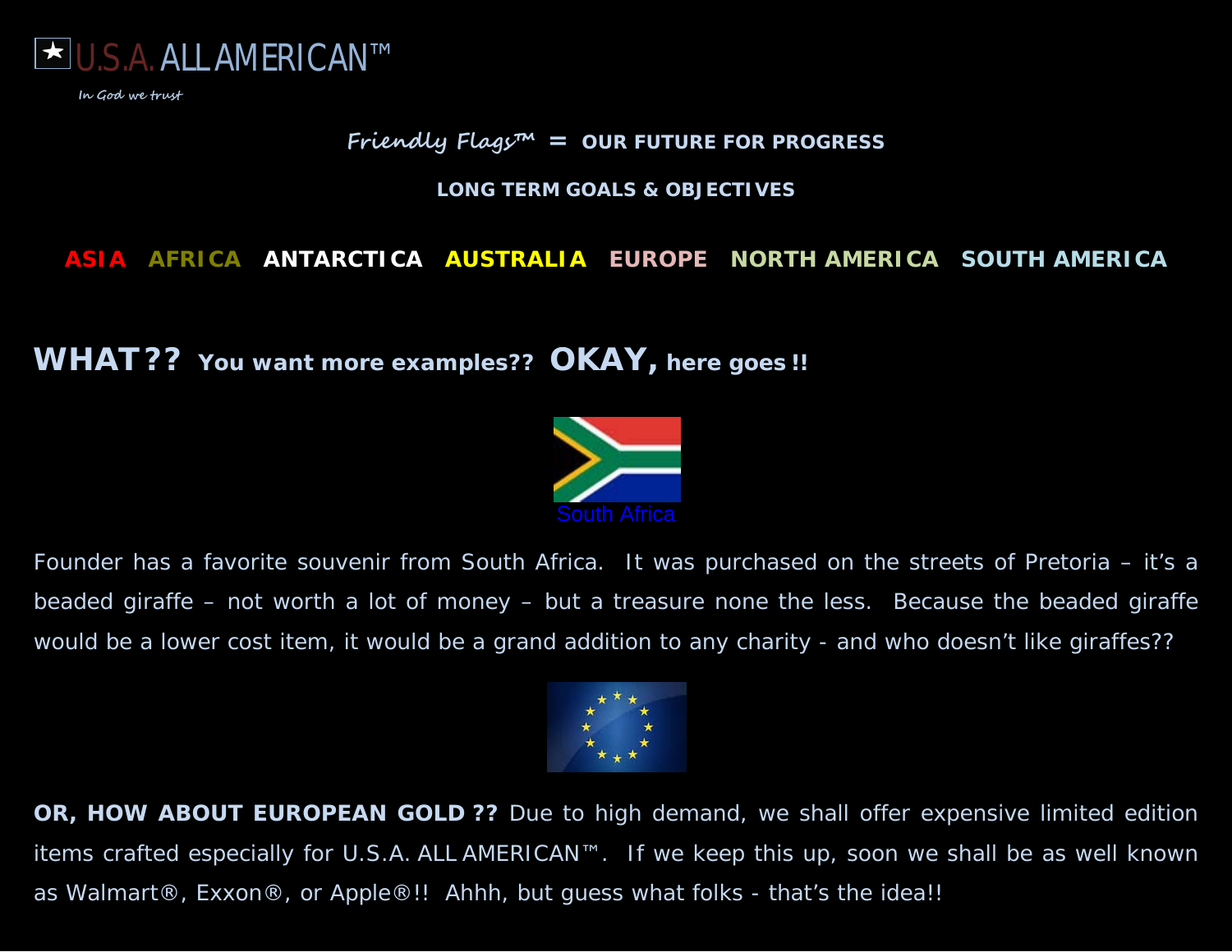★ U.S.A. ALL AMERICAN™

*In God we trust*

*Friendly Flags™* = **OUR FUTURE FOR PROGRESS**

**LONG TERM GOALS & OBJECTIVES**

**ASIA AFRICA ANTARCTICA AUSTRALIA EUROPE NORTH AMERICA SOUTH AMERICA**

## WHAT?? You want more examples?? OKAY, here goes !!

South Africa

Founder has a favorite souvenir from South Africa. It was purchased on the streets of Pretoria – it's a beaded giraffe – not worth a lot of money – but a treasure none the less. Because the beaded giraffe would be a lower cost item, it would be a grand addition to any charity - and who doesn't like giraffes??

**OR, HOW ABOUT EUROPEAN GOLD ??** Due to high demand, we shall offer expensive limited edition items crafted especially for U.S.A. ALL AMERICAN™. If we keep this up, soon we shall be as well known as Walmart®, Exxon®, or Apple®!! Ahhh, but guess what folks - that's the idea!!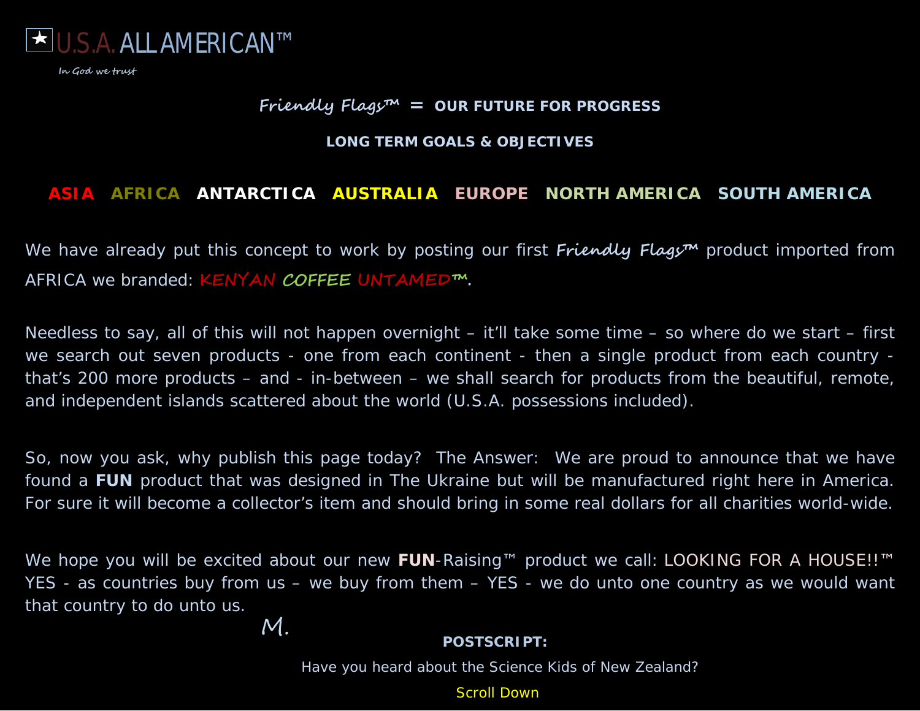★ U.S.A. ALL AMERICAN™

*In God we trust*

## *Friendly Flags™* = OUR FUTURE FOR PROGRESS

### LONG TERM GOALS & OBJECTIVES

**ASIA AFRICA ANTARCTICA AUSTRALIA EUROPE NORTH AMERICA SOUTH AMERICA**

We have already put this concept to work by posting our first ***Friendly Flags™*** product imported from AFRICA we branded: KENYAN COFFEE UNTAMED™.

Needless to say, all of this will not happen overnight – it'll take some time – so where do we start – first we search out seven products - one from each continent - then a single product from each country - that's 200 more products – and - in-between – we shall search for products from the beautiful, remote, and independent islands scattered about the world (U.S.A. possessions included).

So, now you ask, why publish this page today? The Answer: We are proud to announce that we have found a **FUN** product that was designed in The Ukraine but will be manufactured right here in America. For sure it will become a collector's item and should bring in some real dollars for all charities world-wide.

We hope you will be excited about our new **FUN**-Raising™ product we call: LOOKING FOR A HOUSE!!™ YES - as countries buy from us – we buy from them – YES - we do unto one country as we would want that country to do unto us.

M.

**POSTSCRIPT:**

Have you heard about the Science Kids of New Zealand?

Scroll Down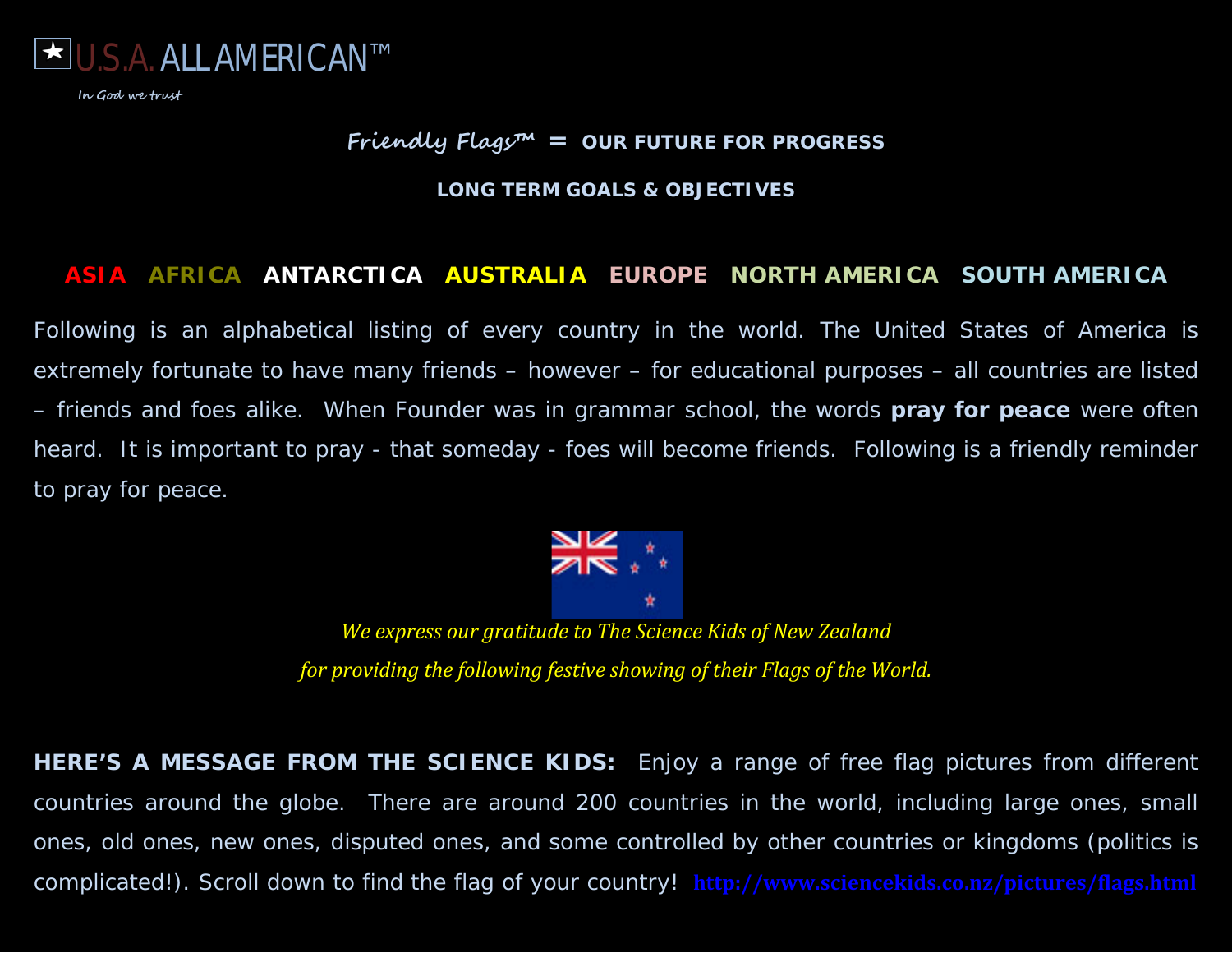★ U.S.A. ALL AMERICAN™

*In God we trust*

**Friendly Flags™ = OUR FUTURE FOR PROGRESS**

**LONG TERM GOALS & OBJECTIVES**

**ASIA AFRICA ANTARCTICA AUSTRALIA EUROPE NORTH AMERICA SOUTH AMERICA**

Following is an alphabetical listing of every country in the world. The United States of America is extremely fortunate to have many friends – however – for educational purposes – all countries are listed – friends and foes alike. When Founder was in grammar school, the words **pray for peace** were often heard. It is important to pray - that someday - foes will become friends. Following is a friendly reminder to pray for peace.

*We express our gratitude to The Science Kids of New Zealand*

*for providing the following festive showing of their Flags of the World.*

**HERE'S A MESSAGE FROM THE SCIENCE KIDS:** Enjoy a range of free flag pictures from different countries around the globe. There are around 200 countries in the world, including large ones, small ones, old ones, new ones, disputed ones, and some controlled by other countries or kingdoms (politics is complicated!). Scroll down to find the flag of your country! **http://www.sciencekids.co.nz/pictures/flags.html**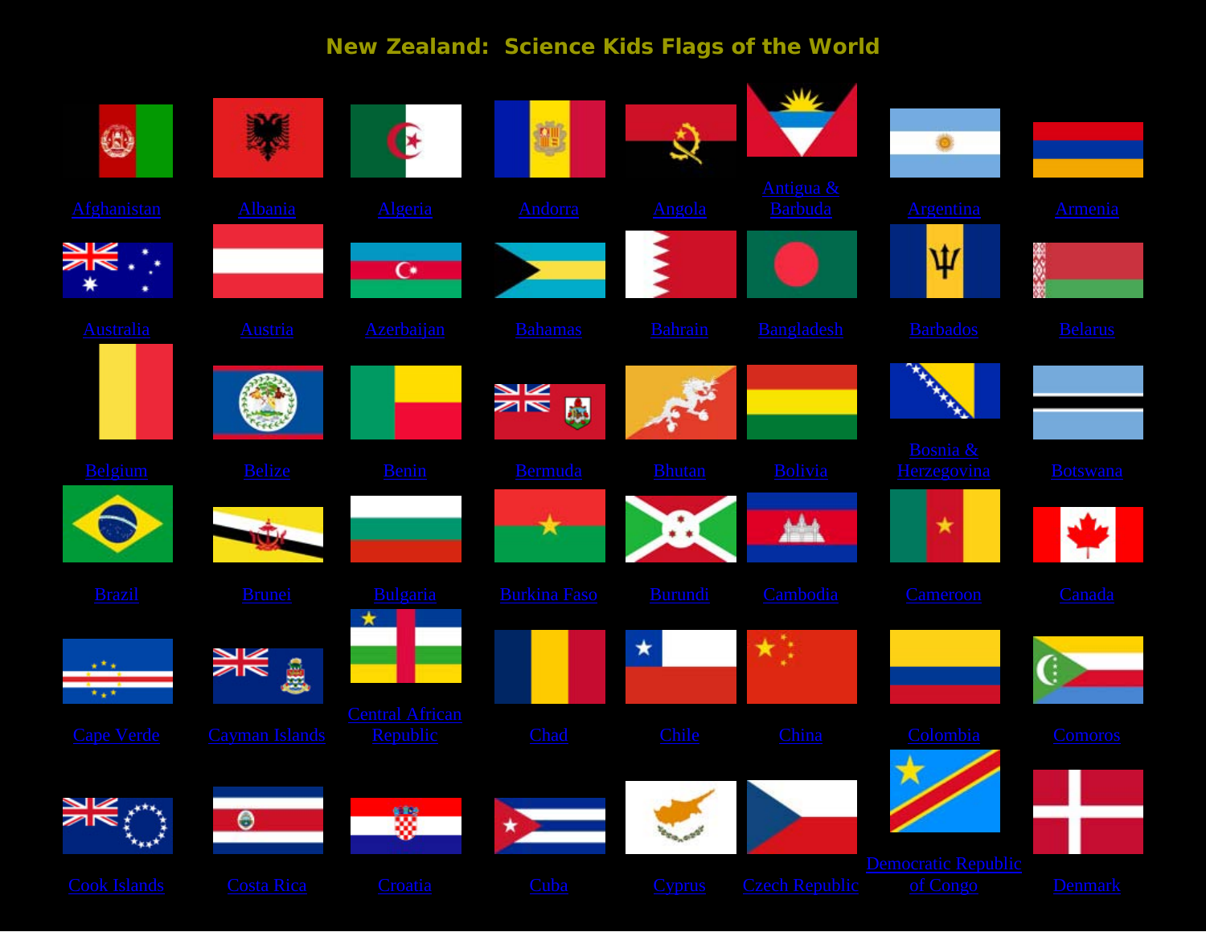# New Zealand: Science Kids Flags of the World

| | | | | | | | |
|---|---|---|---|---|---|---|---|
| Afghanistan | Albania | Algeria | Andorra | Angola | Antigua & Barbuda | Argentina | Armenia |
| Australia | Austria | Azerbaijan | Bahamas | Bahrain | Bangladesh | Barbados | Belarus |
| Belgium | Belize | Benin | Bermuda | Bhutan | Bolivia | Bosnia & Herzegovina | Botswana |
| Brazil | Brunei | Bulgaria | Burkina Faso | Burundi | Cambodia | Cameroon | Canada |
| Cape Verde | Cayman Islands | Central African Republic | Chad | Chile | China | Colombia | Comoros |
| Cook Islands | Costa Rica | Croatia | Cuba | Cyprus | Czech Republic | Democratic Republic of Congo | Denmark |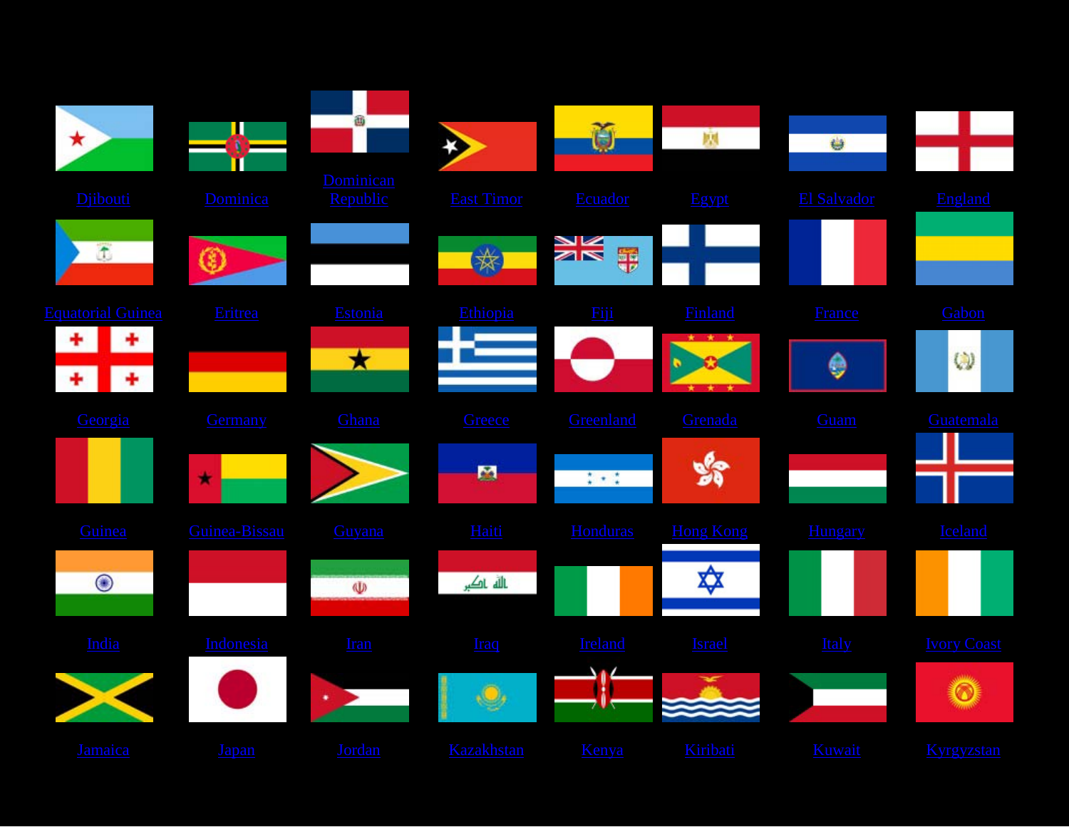Djibouti | Dominica | Dominican Republic | East Timor | Ecuador | Egypt | El Salvador | England

Equatorial Guinea | Eritrea | Estonia | Ethiopia | Fiji | Finland | France | Gabon

Georgia | Germany | Ghana | Greece | Greenland | Grenada | Guam | Guatemala

Guinea | Guinea-Bissau | Guyana | Haiti | Honduras | Hong Kong | Hungary | Iceland

India | Indonesia | Iran | Iraq | Ireland | Israel | Italy | Ivory Coast

Jamaica | Japan | Jordan | Kazakhstan | Kenya | Kiribati | Kuwait | Kyrgyzstan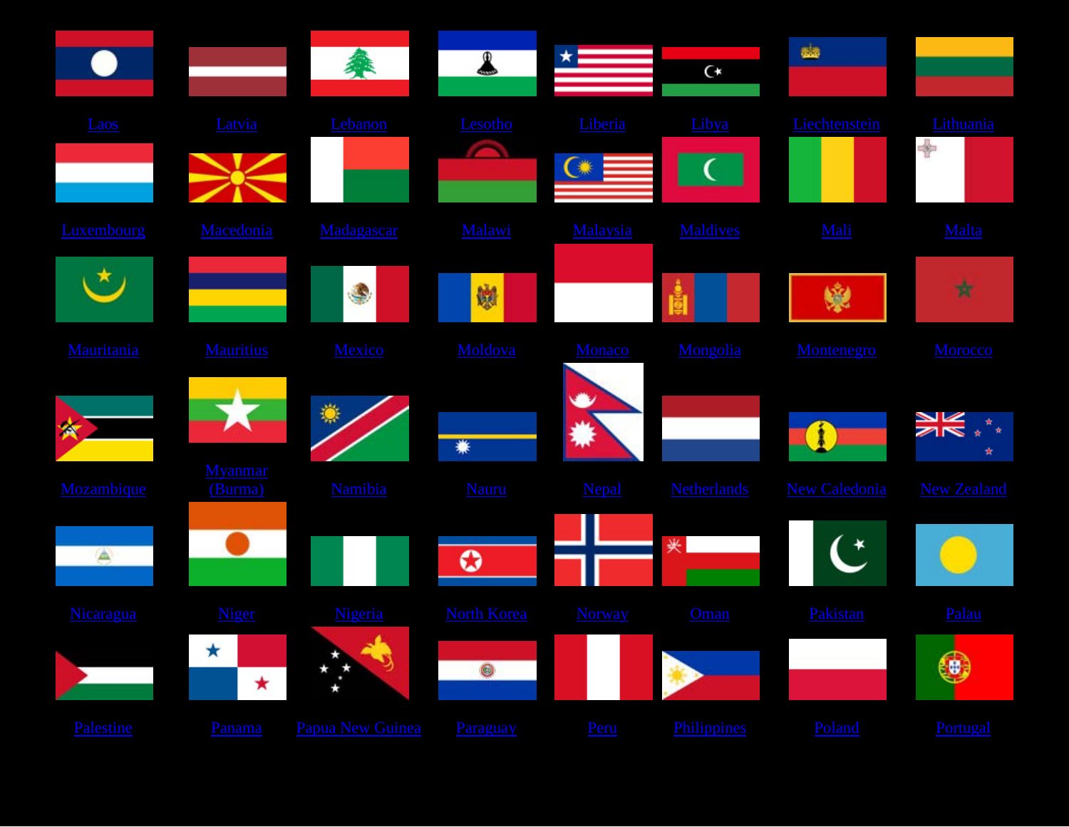Laos Latvia Lebanon Lesotho Liberia Libya Liechtenstein Lithuania

Luxembourg Macedonia Madagascar Malawi Malaysia Maldives Mali Malta

Mauritania Mauritius Mexico Moldova Monaco Mongolia Montenegro Morocco

Mozambique Myanmar (Burma) Namibia Nauru Nepal Netherlands New Caledonia New Zealand

Nicaragua Niger Nigeria North Korea Norway Oman Pakistan Palau

Palestine Panama Papua New Guinea Paraguay Peru Philippines Poland Portugal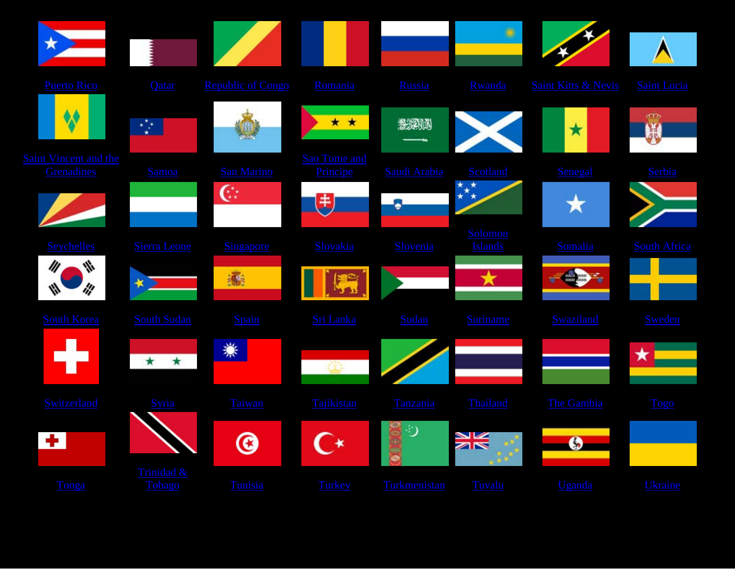| | | | | | | | |
|---|---|---|---|---|---|---|---|
| Puerto Rico | Qatar | Republic of Congo | Romania | Russia | Rwanda | Saint Kitts & Nevis | Saint Lucia |
| Saint Vincent and the Grenadines | Samoa | San Marino | Sao Tome and Principe | Saudi Arabia | Scotland | Senegal | Serbia |
| Seychelles | Sierra Leone | Singapore | Slovakia | Slovenia | Solomon Islands | Somalia | South Africa |
| South Korea | South Sudan | Spain | Sri Lanka | Sudan | Suriname | Swaziland | Sweden |
| Switzerland | Syria | Taiwan | Tajikistan | Tanzania | Thailand | The Gambia | Togo |
| Tonga | Trinidad & Tobago | Tunisia | Turkey | Turkmenistan | Tuvalu | Uganda | Ukraine |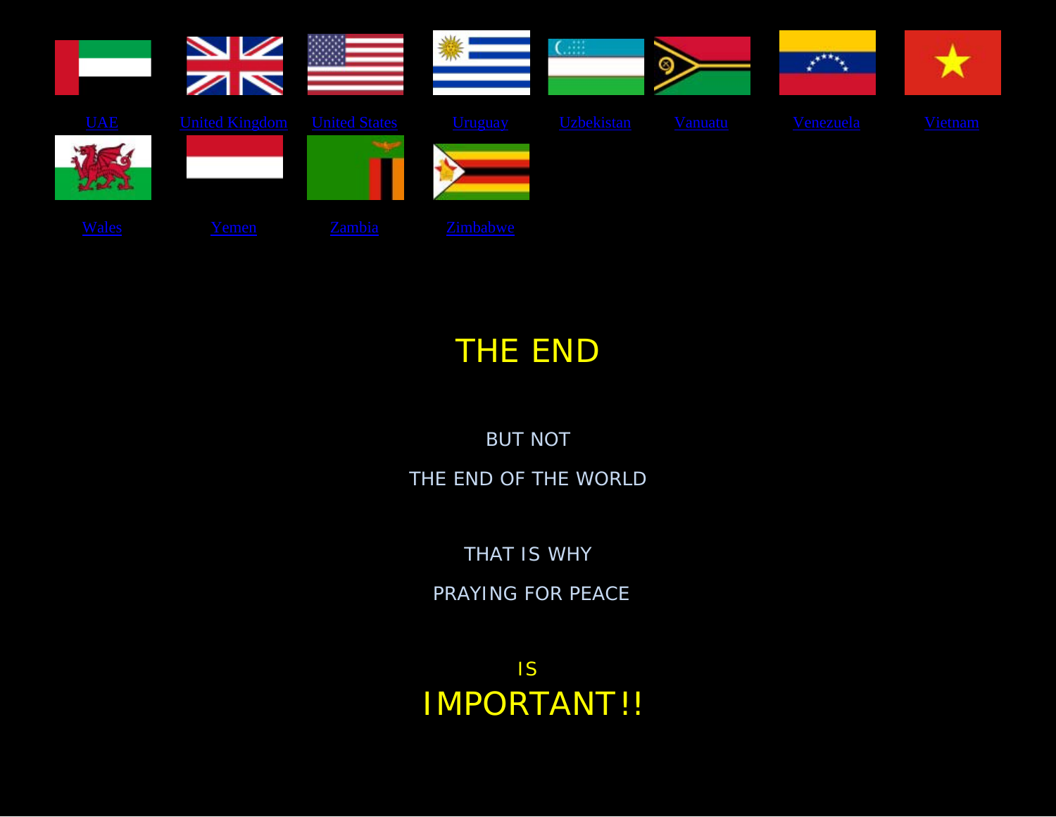[UAE] [United Kingdom] [United States] [Uruguay] [Uzbekistan] [Vanuatu] [Venezuela] [Vietnam]

[Wales] [Yemen] [Zambia] [Zimbabwe]

# THE END

BUT NOT

THE END OF THE WORLD

THAT IS WHY

PRAYING FOR PEACE

IS

# IMPORTANT!!